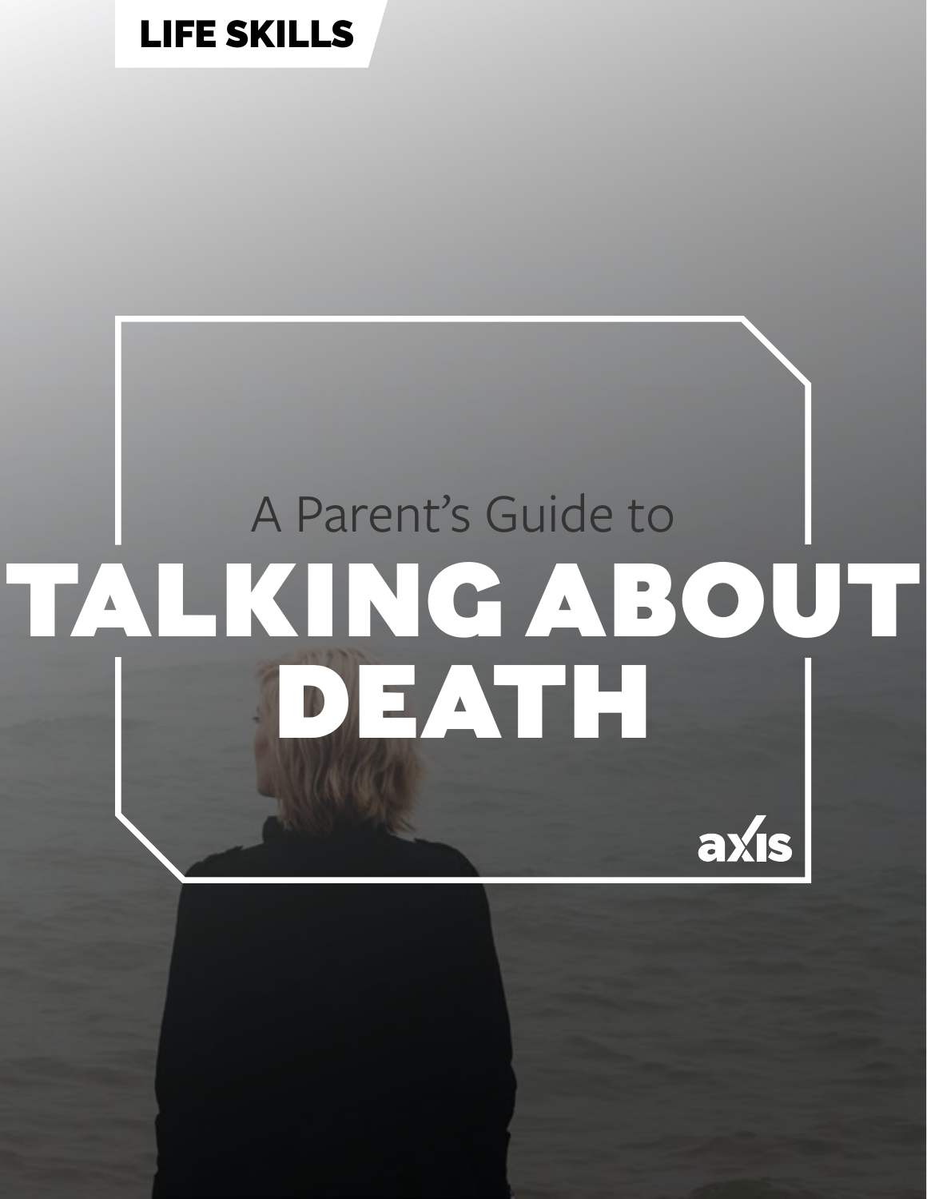LIFE SKILLS

A Parent's Guide to

# TALKING ABOUT DEATH

axis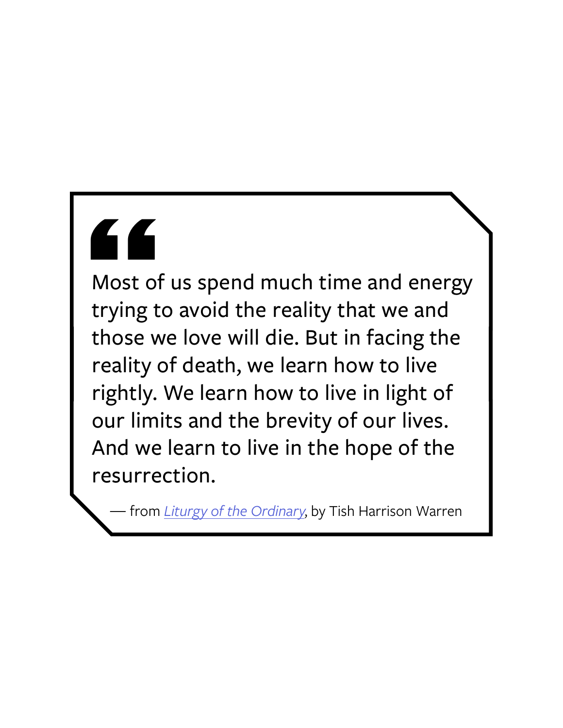> Most of us spend much time and energy trying to avoid the reality that we and those we love will die. But in facing the reality of death, we learn how to live rightly. We learn how to live in light of our limits and the brevity of our lives. And we learn to live in the hope of the resurrection.
>
> — from *Liturgy of the Ordinary*, by Tish Harrison Warren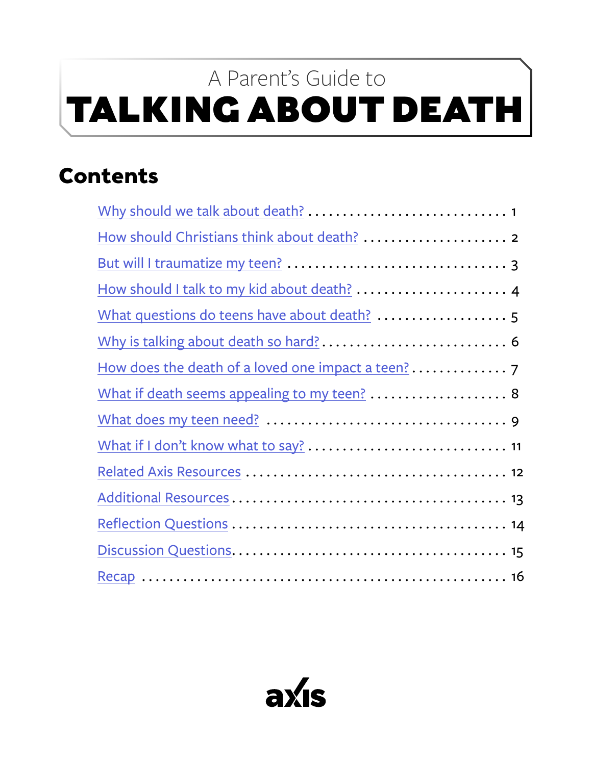A Parent's Guide to

# TALKING ABOUT DEATH

## Contents

| | |
|---|---|
| Why should we talk about death? | 1 |
| How should Christians think about death? | 2 |
| But will I traumatize my teen? | 3 |
| How should I talk to my kid about death? | 4 |
| What questions do teens have about death? | 5 |
| Why is talking about death so hard? | 6 |
| How does the death of a loved one impact a teen? | 7 |
| What if death seems appealing to my teen? | 8 |
| What does my teen need? | 9 |
| What if I don't know what to say? | 11 |
| Related Axis Resources | 12 |
| Additional Resources | 13 |
| Reflection Questions | 14 |
| Discussion Questions | 15 |
| Recap | 16 |

axis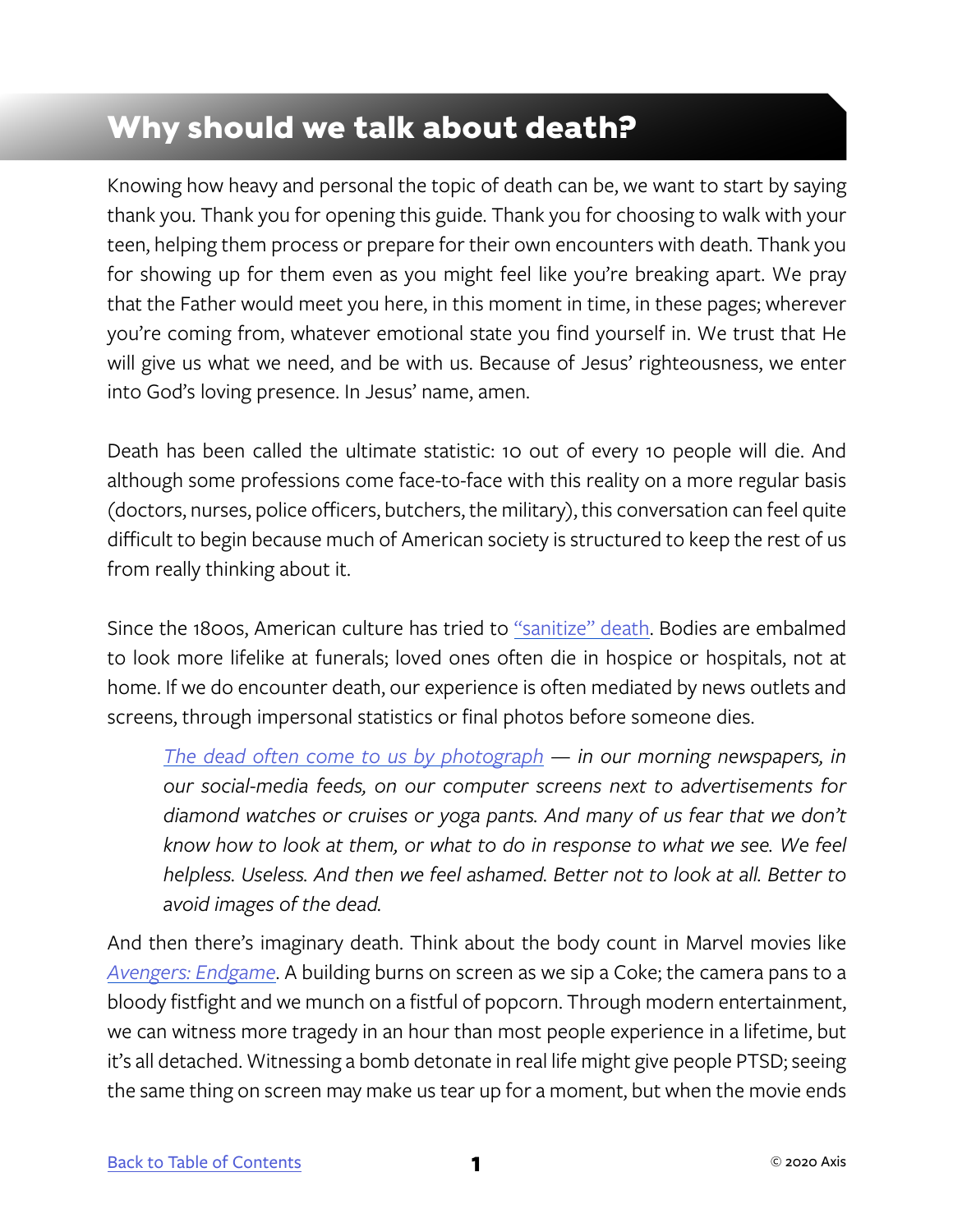# Why should we talk about death?

Knowing how heavy and personal the topic of death can be, we want to start by saying thank you. Thank you for opening this guide. Thank you for choosing to walk with your teen, helping them process or prepare for their own encounters with death. Thank you for showing up for them even as you might feel like you're breaking apart. We pray that the Father would meet you here, in this moment in time, in these pages; wherever you're coming from, whatever emotional state you find yourself in. We trust that He will give us what we need, and be with us. Because of Jesus' righteousness, we enter into God's loving presence. In Jesus' name, amen.

Death has been called the ultimate statistic: 10 out of every 10 people will die. And although some professions come face-to-face with this reality on a more regular basis (doctors, nurses, police officers, butchers, the military), this conversation can feel quite difficult to begin because much of American society is structured to keep the rest of us from really thinking about it.

Since the 1800s, American culture has tried to "sanitize" death. Bodies are embalmed to look more lifelike at funerals; loved ones often die in hospice or hospitals, not at home. If we do encounter death, our experience is often mediated by news outlets and screens, through impersonal statistics or final photos before someone dies.

> *The dead often come to us by photograph — in our morning newspapers, in our social-media feeds, on our computer screens next to advertisements for diamond watches or cruises or yoga pants. And many of us fear that we don't know how to look at them, or what to do in response to what we see. We feel helpless. Useless. And then we feel ashamed. Better not to look at all. Better to avoid images of the dead.*

And then there's imaginary death. Think about the body count in Marvel movies like *Avengers: Endgame*. A building burns on screen as we sip a Coke; the camera pans to a bloody fistfight and we munch on a fistful of popcorn. Through modern entertainment, we can witness more tragedy in an hour than most people experience in a lifetime, but it's all detached. Witnessing a bomb detonate in real life might give people PTSD; seeing the same thing on screen may make us tear up for a moment, but when the movie ends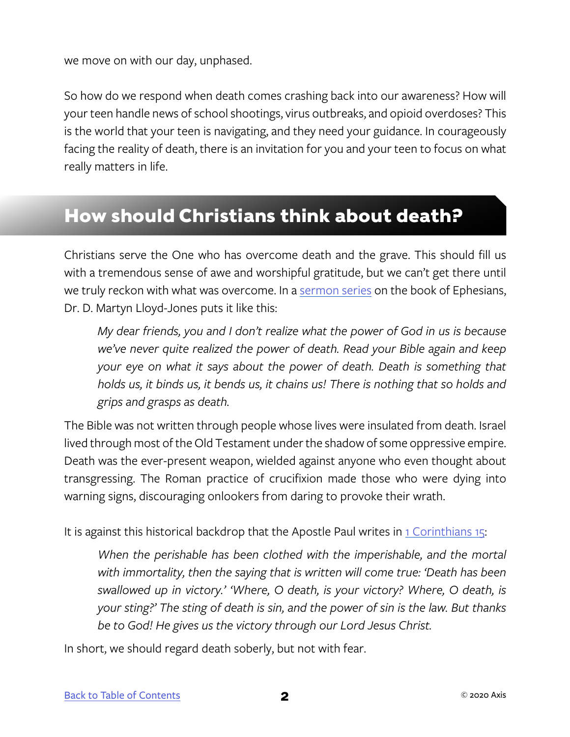we move on with our day, unphased.

So how do we respond when death comes crashing back into our awareness? How will your teen handle news of school shootings, virus outbreaks, and opioid overdoses? This is the world that your teen is navigating, and they need your guidance. In courageously facing the reality of death, there is an invitation for you and your teen to focus on what really matters in life.

## How should Christians think about death?

Christians serve the One who has overcome death and the grave. This should fill us with a tremendous sense of awe and worshipful gratitude, but we can't get there until we truly reckon with what was overcome. In a sermon series on the book of Ephesians, Dr. D. Martyn Lloyd-Jones puts it like this:

> *My dear friends, you and I don't realize what the power of God in us is because we've never quite realized the power of death. Read your Bible again and keep your eye on what it says about the power of death. Death is something that holds us, it binds us, it bends us, it chains us! There is nothing that so holds and grips and grasps as death.*

The Bible was not written through people whose lives were insulated from death. Israel lived through most of the Old Testament under the shadow of some oppressive empire. Death was the ever-present weapon, wielded against anyone who even thought about transgressing. The Roman practice of crucifixion made those who were dying into warning signs, discouraging onlookers from daring to provoke their wrath.

It is against this historical backdrop that the Apostle Paul writes in 1 Corinthians 15:

> *When the perishable has been clothed with the imperishable, and the mortal with immortality, then the saying that is written will come true: 'Death has been swallowed up in victory.' 'Where, O death, is your victory? Where, O death, is your sting?' The sting of death is sin, and the power of sin is the law. But thanks be to God! He gives us the victory through our Lord Jesus Christ.*

In short, we should regard death soberly, but not with fear.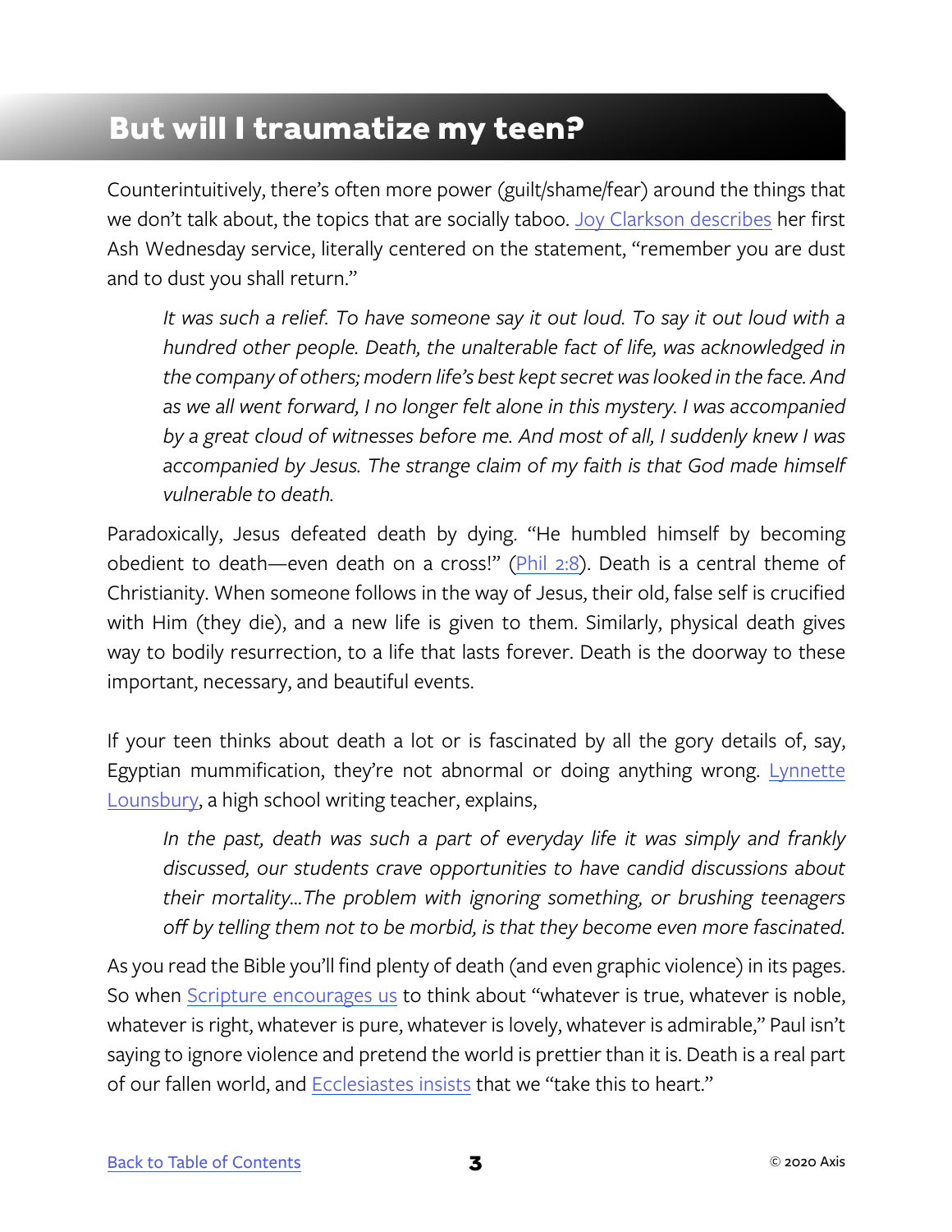## But will I traumatize my teen?

Counterintuitively, there's often more power (guilt/shame/fear) around the things that we don't talk about, the topics that are socially taboo. Joy Clarkson describes her first Ash Wednesday service, literally centered on the statement, "remember you are dust and to dust you shall return."

> *It was such a relief. To have someone say it out loud. To say it out loud with a hundred other people. Death, the unalterable fact of life, was acknowledged in the company of others; modern life's best kept secret was looked in the face. And as we all went forward, I no longer felt alone in this mystery. I was accompanied by a great cloud of witnesses before me. And most of all, I suddenly knew I was accompanied by Jesus. The strange claim of my faith is that God made himself vulnerable to death.*

Paradoxically, Jesus defeated death by dying. "He humbled himself by becoming obedient to death—even death on a cross!" (Phil 2:8). Death is a central theme of Christianity. When someone follows in the way of Jesus, their old, false self is crucified with Him (they die), and a new life is given to them. Similarly, physical death gives way to bodily resurrection, to a life that lasts forever. Death is the doorway to these important, necessary, and beautiful events.

If your teen thinks about death a lot or is fascinated by all the gory details of, say, Egyptian mummification, they're not abnormal or doing anything wrong. Lynnette Lounsbury, a high school writing teacher, explains,

> *In the past, death was such a part of everyday life it was simply and frankly discussed, our students crave opportunities to have candid discussions about their mortality...The problem with ignoring something, or brushing teenagers off by telling them not to be morbid, is that they become even more fascinated.*

As you read the Bible you'll find plenty of death (and even graphic violence) in its pages. So when Scripture encourages us to think about "whatever is true, whatever is noble, whatever is right, whatever is pure, whatever is lovely, whatever is admirable," Paul isn't saying to ignore violence and pretend the world is prettier than it is. Death is a real part of our fallen world, and Ecclesiastes insists that we "take this to heart."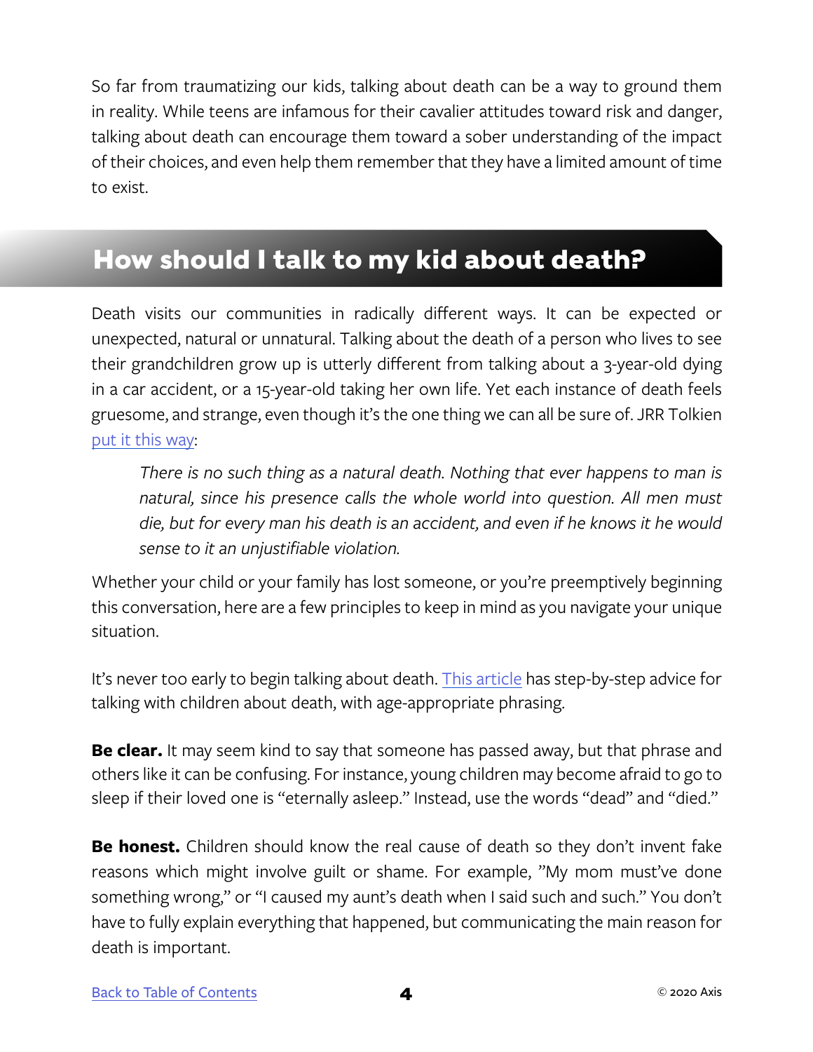So far from traumatizing our kids, talking about death can be a way to ground them in reality. While teens are infamous for their cavalier attitudes toward risk and danger, talking about death can encourage them toward a sober understanding of the impact of their choices, and even help them remember that they have a limited amount of time to exist.

## How should I talk to my kid about death?

Death visits our communities in radically different ways. It can be expected or unexpected, natural or unnatural. Talking about the death of a person who lives to see their grandchildren grow up is utterly different from talking about a 3-year-old dying in a car accident, or a 15-year-old taking her own life. Yet each instance of death feels gruesome, and strange, even though it's the one thing we can all be sure of. JRR Tolkien put it this way:

> *There is no such thing as a natural death. Nothing that ever happens to man is natural, since his presence calls the whole world into question. All men must die, but for every man his death is an accident, and even if he knows it he would sense to it an unjustifiable violation.*

Whether your child or your family has lost someone, or you're preemptively beginning this conversation, here are a few principles to keep in mind as you navigate your unique situation.

It's never too early to begin talking about death. This article has step-by-step advice for talking with children about death, with age-appropriate phrasing.

**Be clear.** It may seem kind to say that someone has passed away, but that phrase and others like it can be confusing. For instance, young children may become afraid to go to sleep if their loved one is "eternally asleep." Instead, use the words "dead" and "died."

**Be honest.** Children should know the real cause of death so they don't invent fake reasons which might involve guilt or shame. For example, "My mom must've done something wrong," or "I caused my aunt's death when I said such and such." You don't have to fully explain everything that happened, but communicating the main reason for death is important.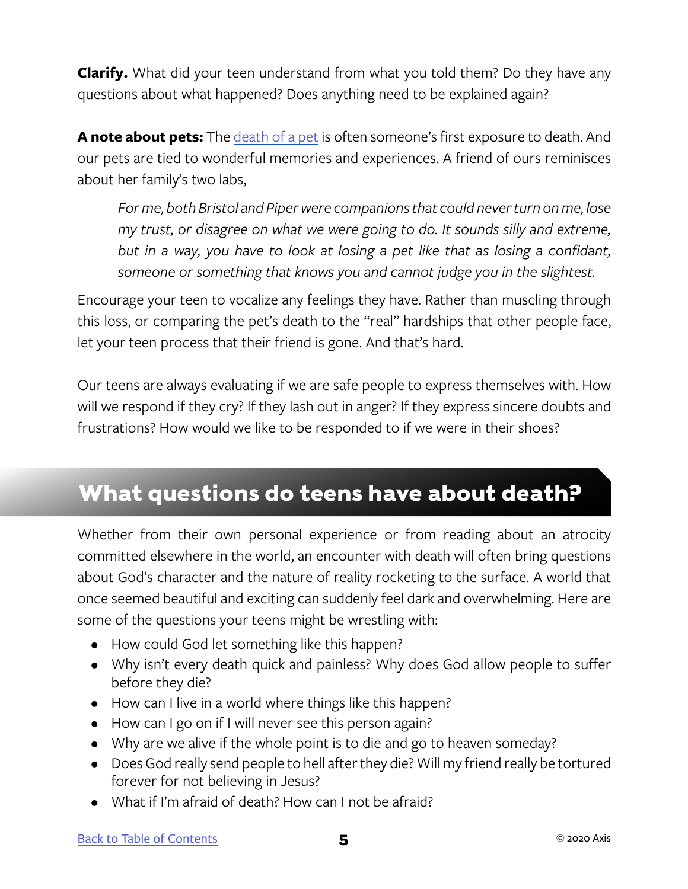**Clarify.** What did your teen understand from what you told them? Do they have any questions about what happened? Does anything need to be explained again?

**A note about pets:** The [death of a pet](#) is often someone's first exposure to death. And our pets are tied to wonderful memories and experiences. A friend of ours reminisces about her family's two labs,

> *For me, both Bristol and Piper were companions that could never turn on me, lose my trust, or disagree on what we were going to do. It sounds silly and extreme, but in a way, you have to look at losing a pet like that as losing a confidant, someone or something that knows you and cannot judge you in the slightest.*

Encourage your teen to vocalize any feelings they have. Rather than muscling through this loss, or comparing the pet's death to the "real" hardships that other people face, let your teen process that their friend is gone. And that's hard.

Our teens are always evaluating if we are safe people to express themselves with. How will we respond if they cry? If they lash out in anger? If they express sincere doubts and frustrations? How would we like to be responded to if we were in their shoes?

## What questions do teens have about death?

Whether from their own personal experience or from reading about an atrocity committed elsewhere in the world, an encounter with death will often bring questions about God's character and the nature of reality rocketing to the surface. A world that once seemed beautiful and exciting can suddenly feel dark and overwhelming. Here are some of the questions your teens might be wrestling with:

- How could God let something like this happen?
- Why isn't every death quick and painless? Why does God allow people to suffer before they die?
- How can I live in a world where things like this happen?
- How can I go on if I will never see this person again?
- Why are we alive if the whole point is to die and go to heaven someday?
- Does God really send people to hell after they die? Will my friend really be tortured forever for not believing in Jesus?
- What if I'm afraid of death? How can I not be afraid?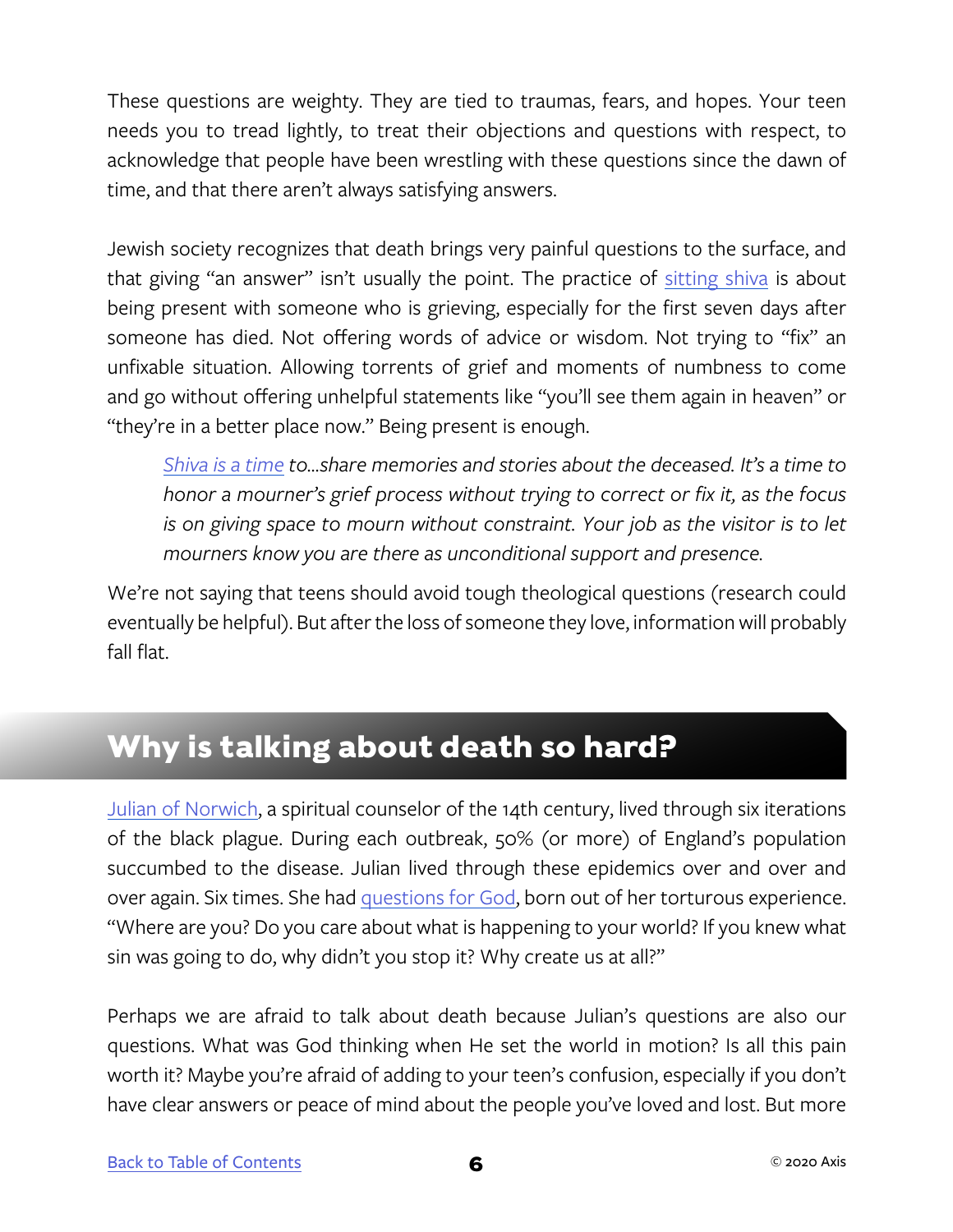These questions are weighty. They are tied to traumas, fears, and hopes. Your teen needs you to tread lightly, to treat their objections and questions with respect, to acknowledge that people have been wrestling with these questions since the dawn of time, and that there aren't always satisfying answers.

Jewish society recognizes that death brings very painful questions to the surface, and that giving "an answer" isn't usually the point. The practice of sitting shiva is about being present with someone who is grieving, especially for the first seven days after someone has died. Not offering words of advice or wisdom. Not trying to "fix" an unfixable situation. Allowing torrents of grief and moments of numbness to come and go without offering unhelpful statements like "you'll see them again in heaven" or "they're in a better place now." Being present is enough.

> *Shiva is a time to...share memories and stories about the deceased. It's a time to honor a mourner's grief process without trying to correct or fix it, as the focus is on giving space to mourn without constraint. Your job as the visitor is to let mourners know you are there as unconditional support and presence.*

We're not saying that teens should avoid tough theological questions (research could eventually be helpful). But after the loss of someone they love, information will probably fall flat.

## Why is talking about death so hard?

Julian of Norwich, a spiritual counselor of the 14th century, lived through six iterations of the black plague. During each outbreak, 50% (or more) of England's population succumbed to the disease. Julian lived through these epidemics over and over and over again. Six times. She had questions for God, born out of her torturous experience. "Where are you? Do you care about what is happening to your world? If you knew what sin was going to do, why didn't you stop it? Why create us at all?"

Perhaps we are afraid to talk about death because Julian's questions are also our questions. What was God thinking when He set the world in motion? Is all this pain worth it? Maybe you're afraid of adding to your teen's confusion, especially if you don't have clear answers or peace of mind about the people you've loved and lost. But more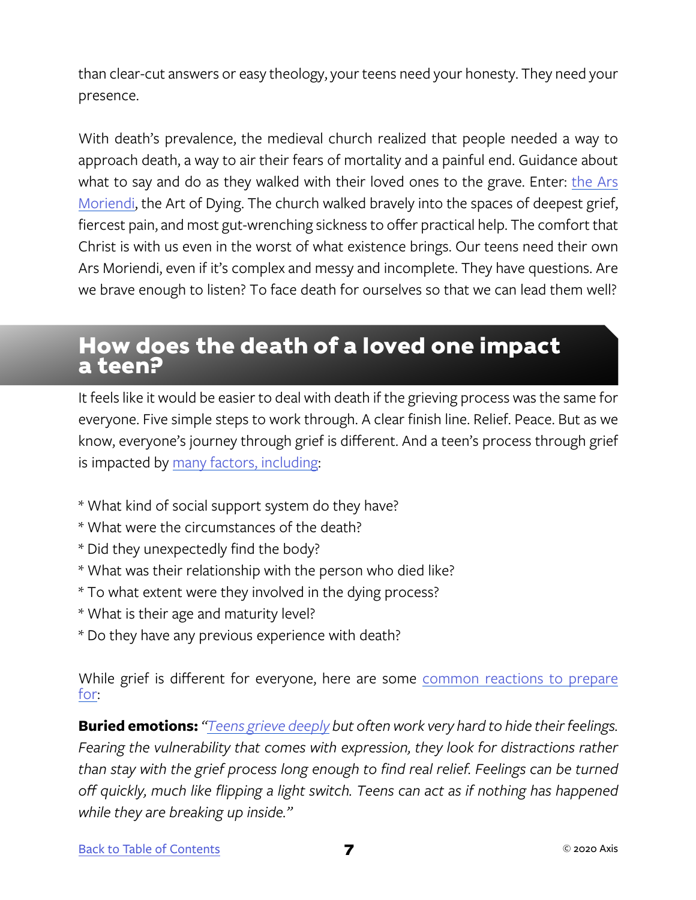than clear-cut answers or easy theology, your teens need your honesty. They need your presence.

With death's prevalence, the medieval church realized that people needed a way to approach death, a way to air their fears of mortality and a painful end. Guidance about what to say and do as they walked with their loved ones to the grave. Enter: the Ars Moriendi, the Art of Dying. The church walked bravely into the spaces of deepest grief, fiercest pain, and most gut-wrenching sickness to offer practical help. The comfort that Christ is with us even in the worst of what existence brings. Our teens need their own Ars Moriendi, even if it's complex and messy and incomplete. They have questions. Are we brave enough to listen? To face death for ourselves so that we can lead them well?

## How does the death of a loved one impact a teen?

It feels like it would be easier to deal with death if the grieving process was the same for everyone. Five simple steps to work through. A clear finish line. Relief. Peace. But as we know, everyone's journey through grief is different. And a teen's process through grief is impacted by many factors, including:

* What kind of social support system do they have?
* What were the circumstances of the death?
* Did they unexpectedly find the body?
* What was their relationship with the person who died like?
* To what extent were they involved in the dying process?
* What is their age and maturity level?
* Do they have any previous experience with death?

While grief is different for everyone, here are some common reactions to prepare for:

**Buried emotions:** *"Teens grieve deeply but often work very hard to hide their feelings. Fearing the vulnerability that comes with expression, they look for distractions rather than stay with the grief process long enough to find real relief. Feelings can be turned off quickly, much like flipping a light switch. Teens can act as if nothing has happened while they are breaking up inside."*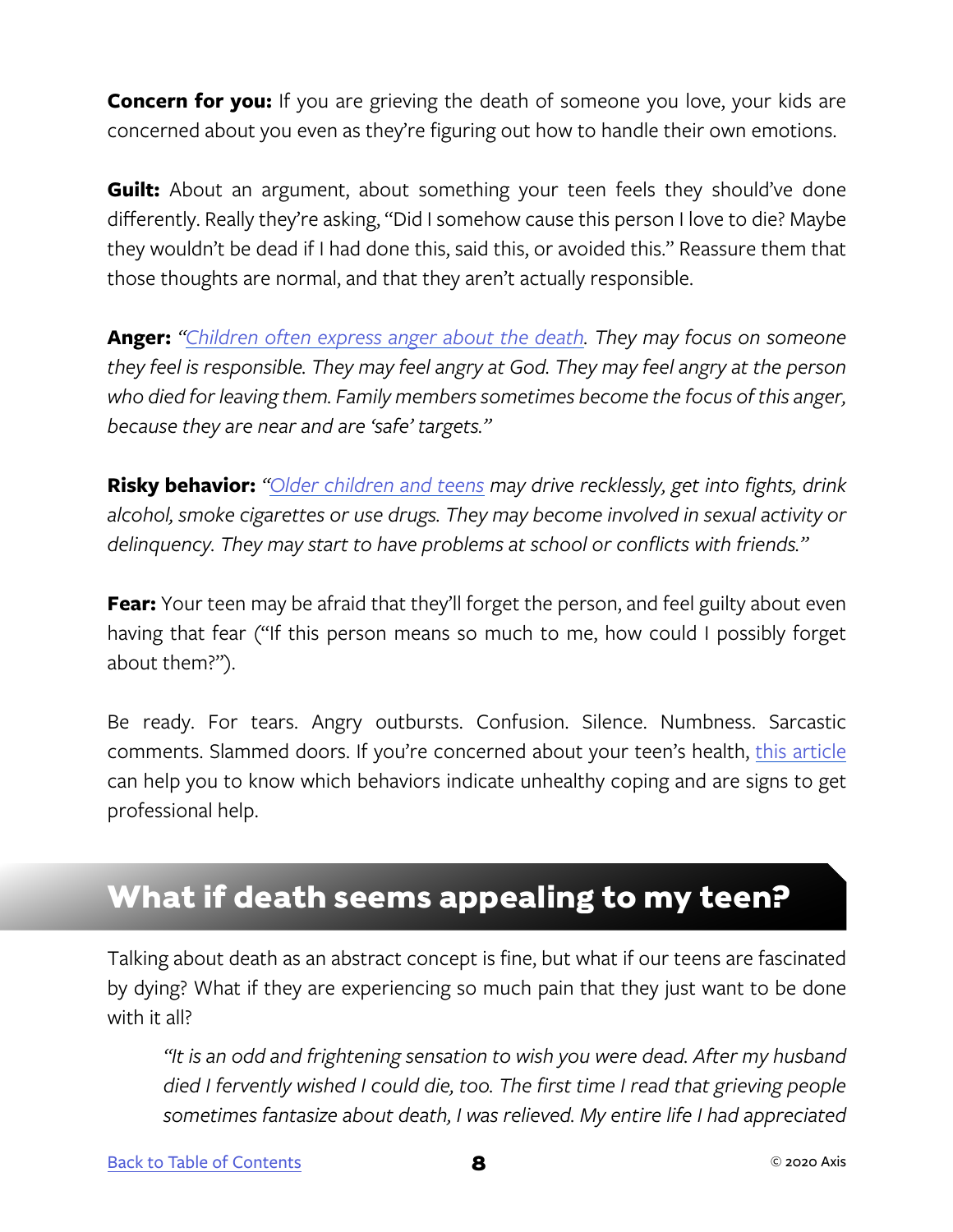**Concern for you:** If you are grieving the death of someone you love, your kids are concerned about you even as they're figuring out how to handle their own emotions.

**Guilt:** About an argument, about something your teen feels they should've done differently. Really they're asking, "Did I somehow cause this person I love to die? Maybe they wouldn't be dead if I had done this, said this, or avoided this." Reassure them that those thoughts are normal, and that they aren't actually responsible.

**Anger:** *"Children often express anger about the death. They may focus on someone they feel is responsible. They may feel angry at God. They may feel angry at the person who died for leaving them. Family members sometimes become the focus of this anger, because they are near and are 'safe' targets."*

**Risky behavior:** *"Older children and teens may drive recklessly, get into fights, drink alcohol, smoke cigarettes or use drugs. They may become involved in sexual activity or delinquency. They may start to have problems at school or conflicts with friends."*

**Fear:** Your teen may be afraid that they'll forget the person, and feel guilty about even having that fear ("If this person means so much to me, how could I possibly forget about them?").

Be ready. For tears. Angry outbursts. Confusion. Silence. Numbness. Sarcastic comments. Slammed doors. If you're concerned about your teen's health, this article can help you to know which behaviors indicate unhealthy coping and are signs to get professional help.

## What if death seems appealing to my teen?

Talking about death as an abstract concept is fine, but what if our teens are fascinated by dying? What if they are experiencing so much pain that they just want to be done with it all?

> *"It is an odd and frightening sensation to wish you were dead. After my husband died I fervently wished I could die, too. The first time I read that grieving people sometimes fantasize about death, I was relieved. My entire life I had appreciated*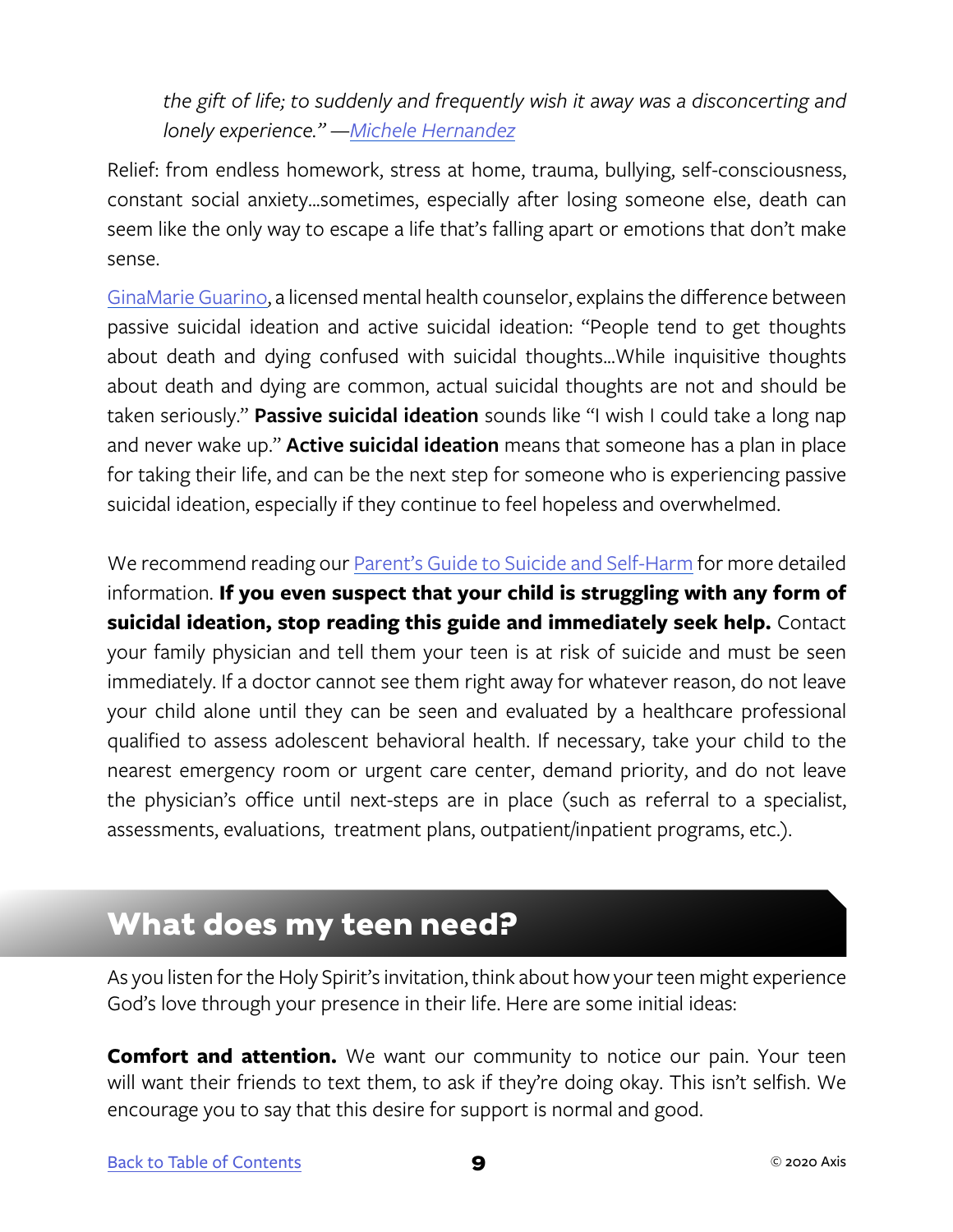*the gift of life; to suddenly and frequently wish it away was a disconcerting and lonely experience." —Michele Hernandez*

Relief: from endless homework, stress at home, trauma, bullying, self-consciousness, constant social anxiety…sometimes, especially after losing someone else, death can seem like the only way to escape a life that's falling apart or emotions that don't make sense.

GinaMarie Guarino, a licensed mental health counselor, explains the difference between passive suicidal ideation and active suicidal ideation: "People tend to get thoughts about death and dying confused with suicidal thoughts…While inquisitive thoughts about death and dying are common, actual suicidal thoughts are not and should be taken seriously." **Passive suicidal ideation** sounds like "I wish I could take a long nap and never wake up." **Active suicidal ideation** means that someone has a plan in place for taking their life, and can be the next step for someone who is experiencing passive suicidal ideation, especially if they continue to feel hopeless and overwhelmed.

We recommend reading our Parent's Guide to Suicide and Self-Harm for more detailed information. **If you even suspect that your child is struggling with any form of suicidal ideation, stop reading this guide and immediately seek help.** Contact your family physician and tell them your teen is at risk of suicide and must be seen immediately. If a doctor cannot see them right away for whatever reason, do not leave your child alone until they can be seen and evaluated by a healthcare professional qualified to assess adolescent behavioral health. If necessary, take your child to the nearest emergency room or urgent care center, demand priority, and do not leave the physician's office until next-steps are in place (such as referral to a specialist, assessments, evaluations, treatment plans, outpatient/inpatient programs, etc.).

## What does my teen need?

As you listen for the Holy Spirit's invitation, think about how your teen might experience God's love through your presence in their life. Here are some initial ideas:

**Comfort and attention.** We want our community to notice our pain. Your teen will want their friends to text them, to ask if they're doing okay. This isn't selfish. We encourage you to say that this desire for support is normal and good.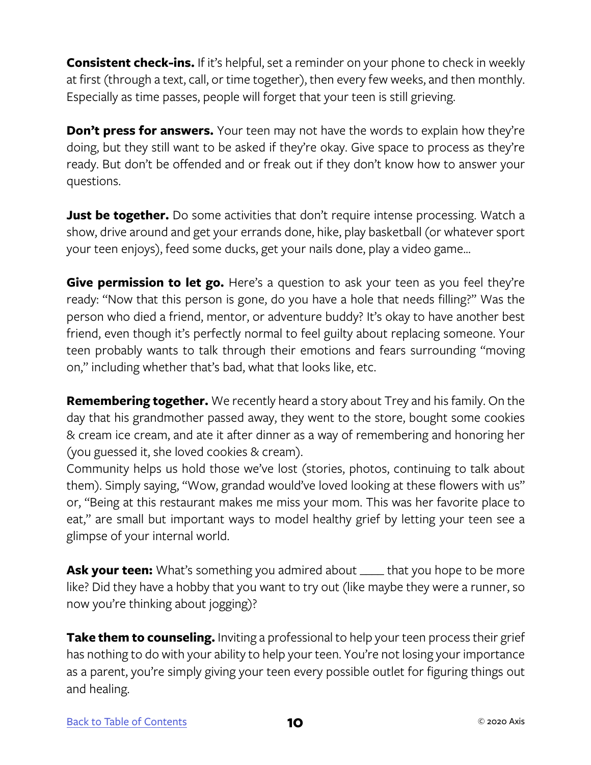**Consistent check-ins.** If it's helpful, set a reminder on your phone to check in weekly at first (through a text, call, or time together), then every few weeks, and then monthly. Especially as time passes, people will forget that your teen is still grieving.

**Don't press for answers.** Your teen may not have the words to explain how they're doing, but they still want to be asked if they're okay. Give space to process as they're ready. But don't be offended and or freak out if they don't know how to answer your questions.

**Just be together.** Do some activities that don't require intense processing. Watch a show, drive around and get your errands done, hike, play basketball (or whatever sport your teen enjoys), feed some ducks, get your nails done, play a video game…

**Give permission to let go.** Here's a question to ask your teen as you feel they're ready: "Now that this person is gone, do you have a hole that needs filling?" Was the person who died a friend, mentor, or adventure buddy? It's okay to have another best friend, even though it's perfectly normal to feel guilty about replacing someone. Your teen probably wants to talk through their emotions and fears surrounding "moving on," including whether that's bad, what that looks like, etc.

**Remembering together.** We recently heard a story about Trey and his family. On the day that his grandmother passed away, they went to the store, bought some cookies & cream ice cream, and ate it after dinner as a way of remembering and honoring her (you guessed it, she loved cookies & cream).
Community helps us hold those we've lost (stories, photos, continuing to talk about them). Simply saying, "Wow, grandad would've loved looking at these flowers with us" or, "Being at this restaurant makes me miss your mom. This was her favorite place to eat," are small but important ways to model healthy grief by letting your teen see a glimpse of your internal world.

**Ask your teen:** What's something you admired about ____ that you hope to be more like? Did they have a hobby that you want to try out (like maybe they were a runner, so now you're thinking about jogging)?

**Take them to counseling.** Inviting a professional to help your teen process their grief has nothing to do with your ability to help your teen. You're not losing your importance as a parent, you're simply giving your teen every possible outlet for figuring things out and healing.

Back to Table of Contents

© 2020 Axis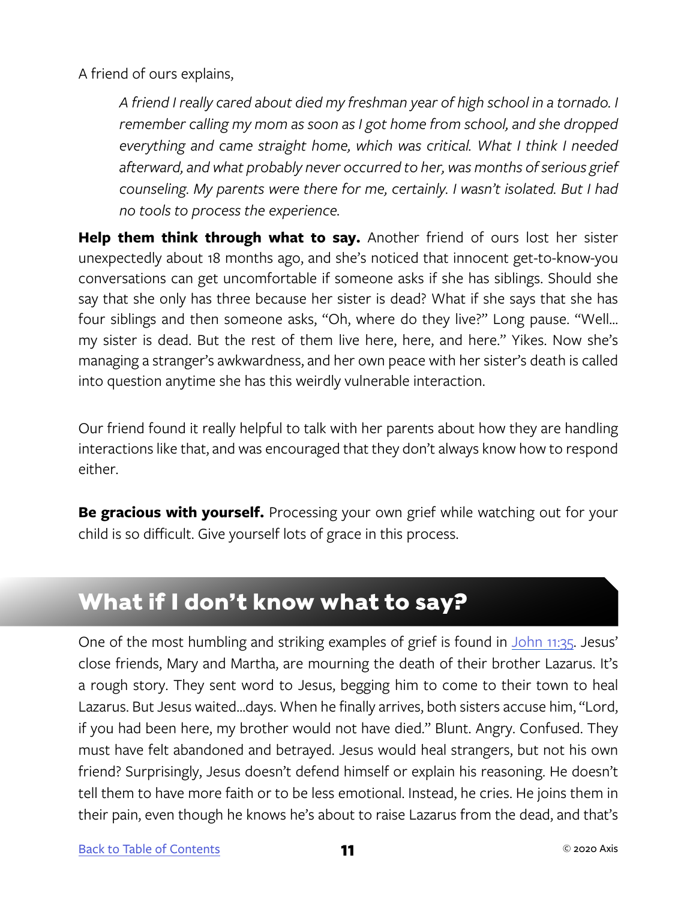A friend of ours explains,

> *A friend I really cared about died my freshman year of high school in a tornado. I remember calling my mom as soon as I got home from school, and she dropped everything and came straight home, which was critical. What I think I needed afterward, and what probably never occurred to her, was months of serious grief counseling. My parents were there for me, certainly. I wasn't isolated. But I had no tools to process the experience.*

**Help them think through what to say.** Another friend of ours lost her sister unexpectedly about 18 months ago, and she's noticed that innocent get-to-know-you conversations can get uncomfortable if someone asks if she has siblings. Should she say that she only has three because her sister is dead? What if she says that she has four siblings and then someone asks, "Oh, where do they live?" Long pause. "Well... my sister is dead. But the rest of them live here, here, and here." Yikes. Now she's managing a stranger's awkwardness, and her own peace with her sister's death is called into question anytime she has this weirdly vulnerable interaction.

Our friend found it really helpful to talk with her parents about how they are handling interactions like that, and was encouraged that they don't always know how to respond either.

**Be gracious with yourself.** Processing your own grief while watching out for your child is so difficult. Give yourself lots of grace in this process.

## What if I don't know what to say?

One of the most humbling and striking examples of grief is found in [John 11:35](). Jesus' close friends, Mary and Martha, are mourning the death of their brother Lazarus. It's a rough story. They sent word to Jesus, begging him to come to their town to heal Lazarus. But Jesus waited...days. When he finally arrives, both sisters accuse him, "Lord, if you had been here, my brother would not have died." Blunt. Angry. Confused. They must have felt abandoned and betrayed. Jesus would heal strangers, but not his own friend? Surprisingly, Jesus doesn't defend himself or explain his reasoning. He doesn't tell them to have more faith or to be less emotional. Instead, he cries. He joins them in their pain, even though he knows he's about to raise Lazarus from the dead, and that's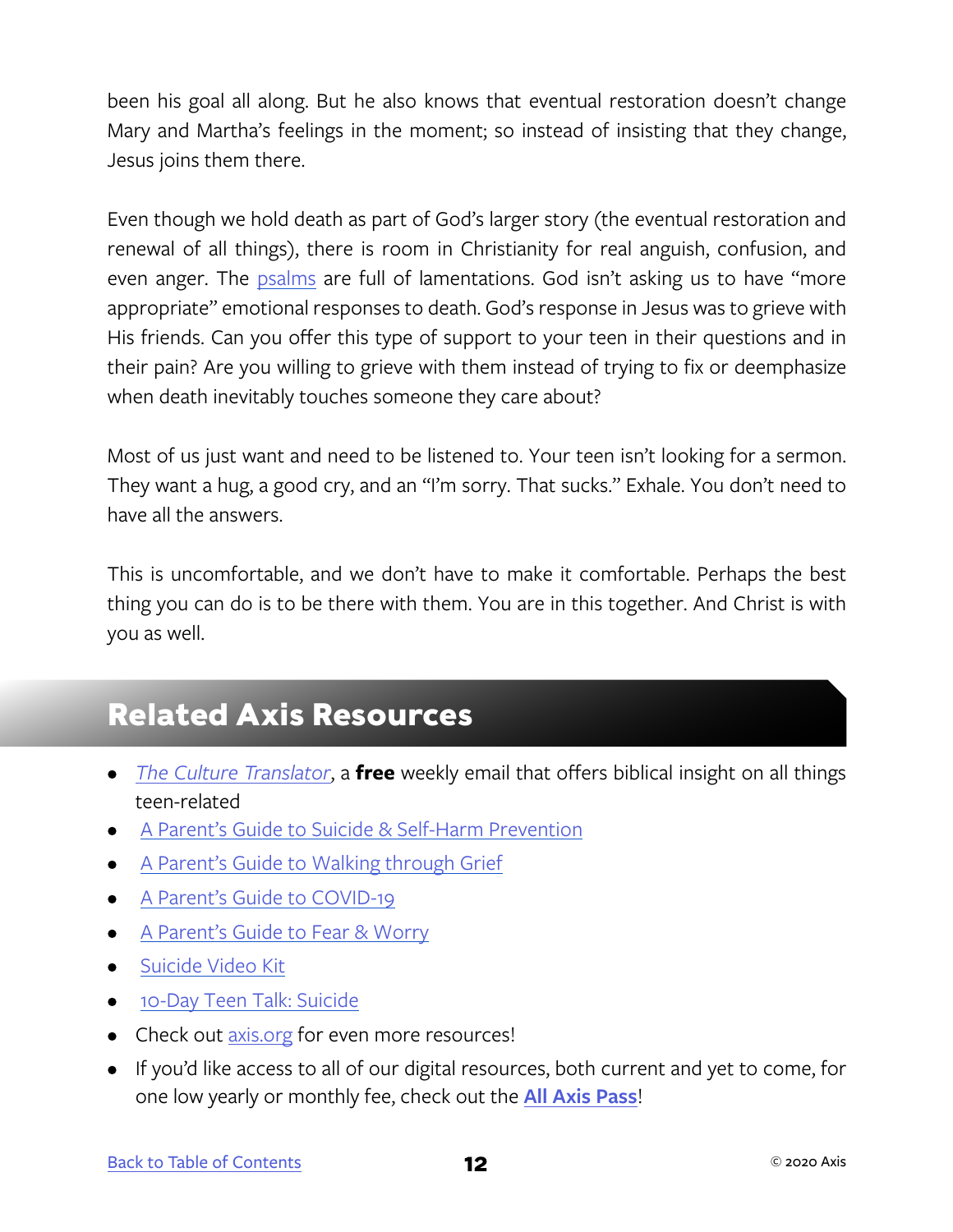been his goal all along. But he also knows that eventual restoration doesn't change Mary and Martha's feelings in the moment; so instead of insisting that they change, Jesus joins them there.

Even though we hold death as part of God's larger story (the eventual restoration and renewal of all things), there is room in Christianity for real anguish, confusion, and even anger. The psalms are full of lamentations. God isn't asking us to have "more appropriate" emotional responses to death. God's response in Jesus was to grieve with His friends. Can you offer this type of support to your teen in their questions and in their pain? Are you willing to grieve with them instead of trying to fix or deemphasize when death inevitably touches someone they care about?

Most of us just want and need to be listened to. Your teen isn't looking for a sermon. They want a hug, a good cry, and an "I'm sorry. That sucks." Exhale. You don't need to have all the answers.

This is uncomfortable, and we don't have to make it comfortable. Perhaps the best thing you can do is to be there with them. You are in this together. And Christ is with you as well.

## Related Axis Resources

- *The Culture Translator*, a **free** weekly email that offers biblical insight on all things teen-related
- A Parent's Guide to Suicide & Self-Harm Prevention
- A Parent's Guide to Walking through Grief
- A Parent's Guide to COVID-19
- A Parent's Guide to Fear & Worry
- Suicide Video Kit
- 10-Day Teen Talk: Suicide
- Check out axis.org for even more resources!
- If you'd like access to all of our digital resources, both current and yet to come, for one low yearly or monthly fee, check out the **All Axis Pass**!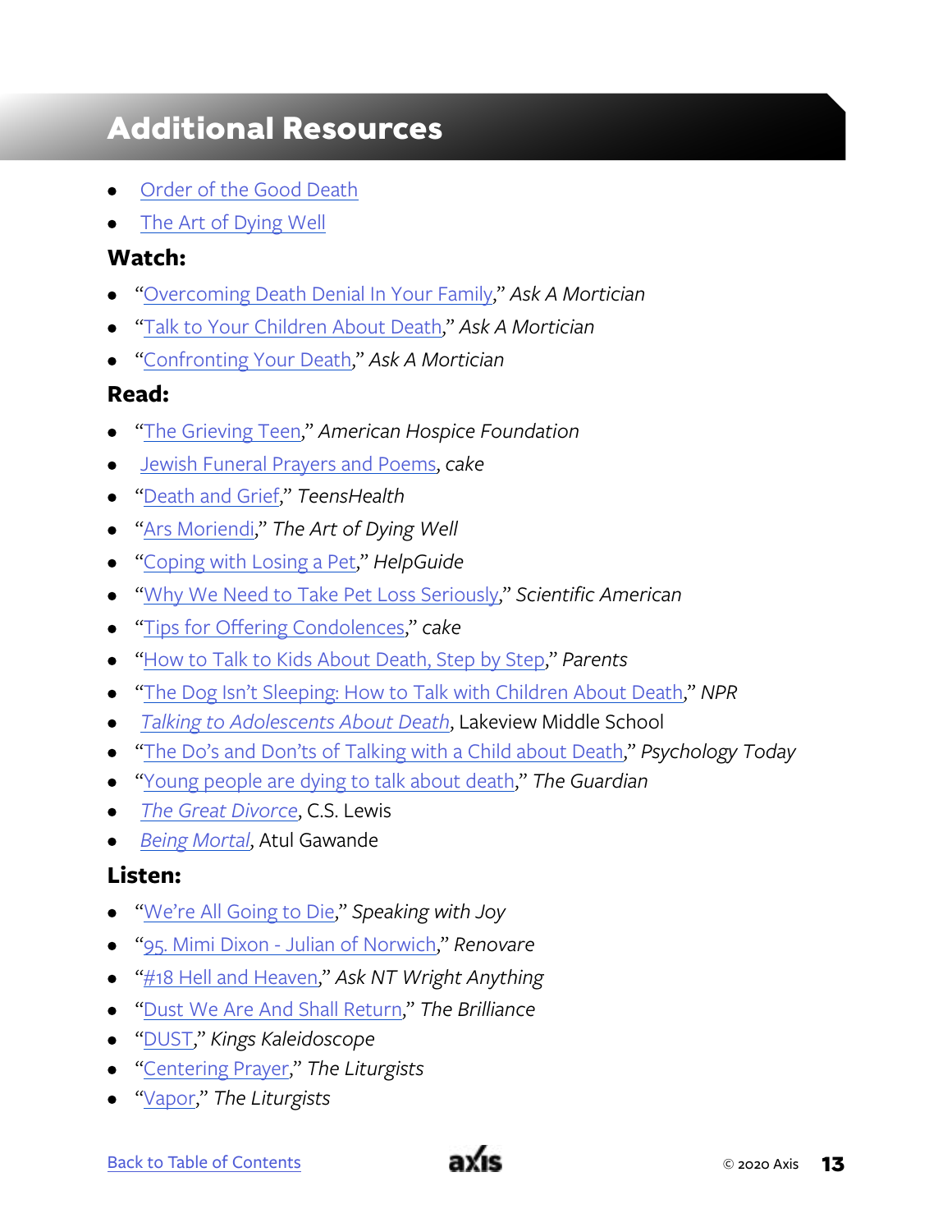## Additional Resources

- Order of the Good Death
- The Art of Dying Well

**Watch:**

- "Overcoming Death Denial In Your Family," *Ask A Mortician*
- "Talk to Your Children About Death," *Ask A Mortician*
- "Confronting Your Death," *Ask A Mortician*

**Read:**

- "The Grieving Teen," *American Hospice Foundation*
- Jewish Funeral Prayers and Poems, *cake*
- "Death and Grief," *TeensHealth*
- "Ars Moriendi," *The Art of Dying Well*
- "Coping with Losing a Pet," *HelpGuide*
- "Why We Need to Take Pet Loss Seriously," *Scientific American*
- "Tips for Offering Condolences," *cake*
- "How to Talk to Kids About Death, Step by Step," *Parents*
- "The Dog Isn't Sleeping: How to Talk with Children About Death," *NPR*
- *Talking to Adolescents About Death*, Lakeview Middle School
- "The Do's and Don'ts of Talking with a Child about Death," *Psychology Today*
- "Young people are dying to talk about death," *The Guardian*
- *The Great Divorce*, C.S. Lewis
- *Being Mortal*, Atul Gawande

**Listen:**

- "We're All Going to Die," *Speaking with Joy*
- "95. Mimi Dixon - Julian of Norwich," *Renovare*
- "#18 Hell and Heaven," *Ask NT Wright Anything*
- "Dust We Are And Shall Return," *The Brilliance*
- "DUST," *Kings Kaleidoscope*
- "Centering Prayer," *The Liturgists*
- "Vapor," *The Liturgists*

Back to Table of Contents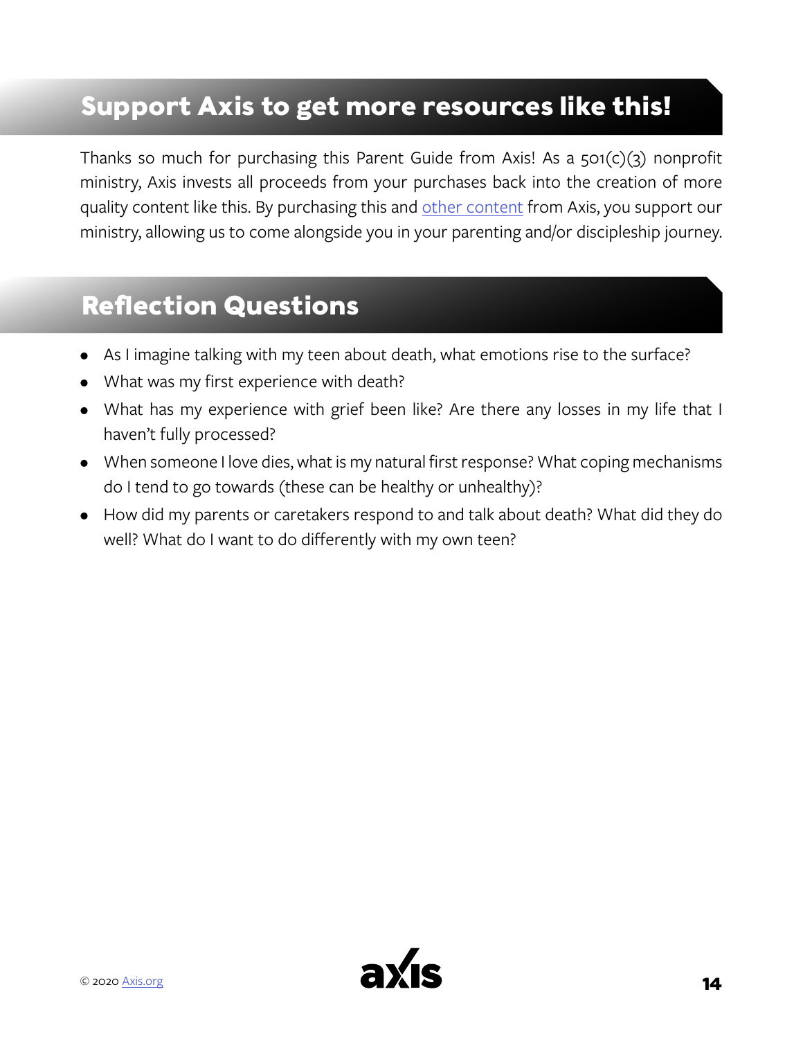## Support Axis to get more resources like this!

Thanks so much for purchasing this Parent Guide from Axis! As a 501(c)(3) nonprofit ministry, Axis invests all proceeds from your purchases back into the creation of more quality content like this. By purchasing this and other content from Axis, you support our ministry, allowing us to come alongside you in your parenting and/or discipleship journey.

## Reflection Questions

- As I imagine talking with my teen about death, what emotions rise to the surface?
- What was my first experience with death?
- What has my experience with grief been like? Are there any losses in my life that I haven't fully processed?
- When someone I love dies, what is my natural first response? What coping mechanisms do I tend to go towards (these can be healthy or unhealthy)?
- How did my parents or caretakers respond to and talk about death? What did they do well? What do I want to do differently with my own teen?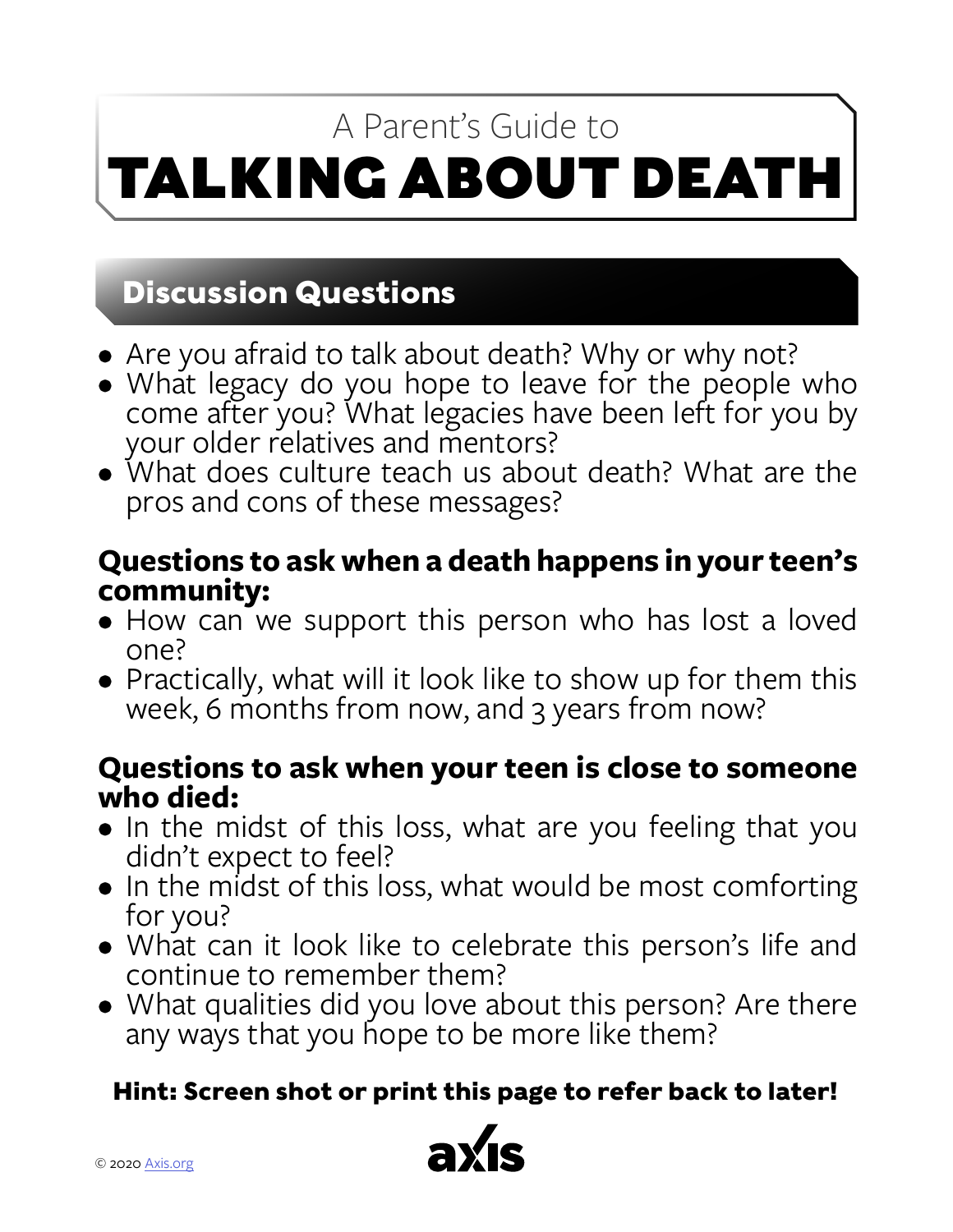A Parent's Guide to

# TALKING ABOUT DEATH

## Discussion Questions

- Are you afraid to talk about death? Why or why not?
- What legacy do you hope to leave for the people who come after you? What legacies have been left for you by your older relatives and mentors?
- What does culture teach us about death? What are the pros and cons of these messages?

**Questions to ask when a death happens in your teen's community:**

- How can we support this person who has lost a loved one?
- Practically, what will it look like to show up for them this week, 6 months from now, and 3 years from now?

**Questions to ask when your teen is close to someone who died:**

- In the midst of this loss, what are you feeling that you didn't expect to feel?
- In the midst of this loss, what would be most comforting for you?
- What can it look like to celebrate this person's life and continue to remember them?
- What qualities did you love about this person? Are there any ways that you hope to be more like them?

**Hint: Screen shot or print this page to refer back to later!**

© 2020 Axis.org

axis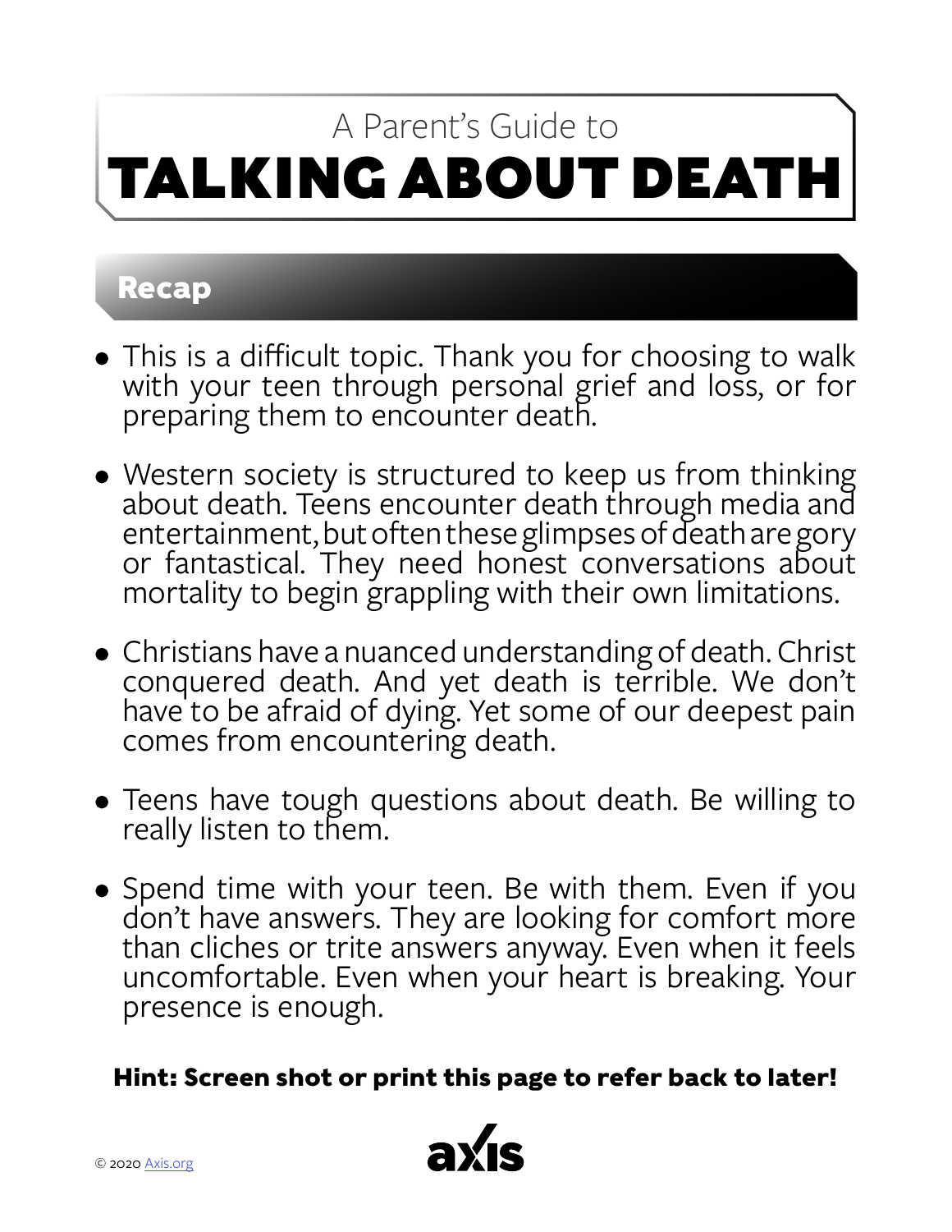A Parent's Guide to

# TALKING ABOUT DEATH

## Recap

- This is a difficult topic. Thank you for choosing to walk with your teen through personal grief and loss, or for preparing them to encounter death.
- Western society is structured to keep us from thinking about death. Teens encounter death through media and entertainment, but often these glimpses of death are gory or fantastical. They need honest conversations about mortality to begin grappling with their own limitations.
- Christians have a nuanced understanding of death. Christ conquered death. And yet death is terrible. We don't have to be afraid of dying. Yet some of our deepest pain comes from encountering death.
- Teens have tough questions about death. Be willing to really listen to them.
- Spend time with your teen. Be with them. Even if you don't have answers. They are looking for comfort more than cliches or trite answers anyway. Even when it feels uncomfortable. Even when your heart is breaking. Your presence is enough.

**Hint: Screen shot or print this page to refer back to later!**

© 2020 Axis.org

axis